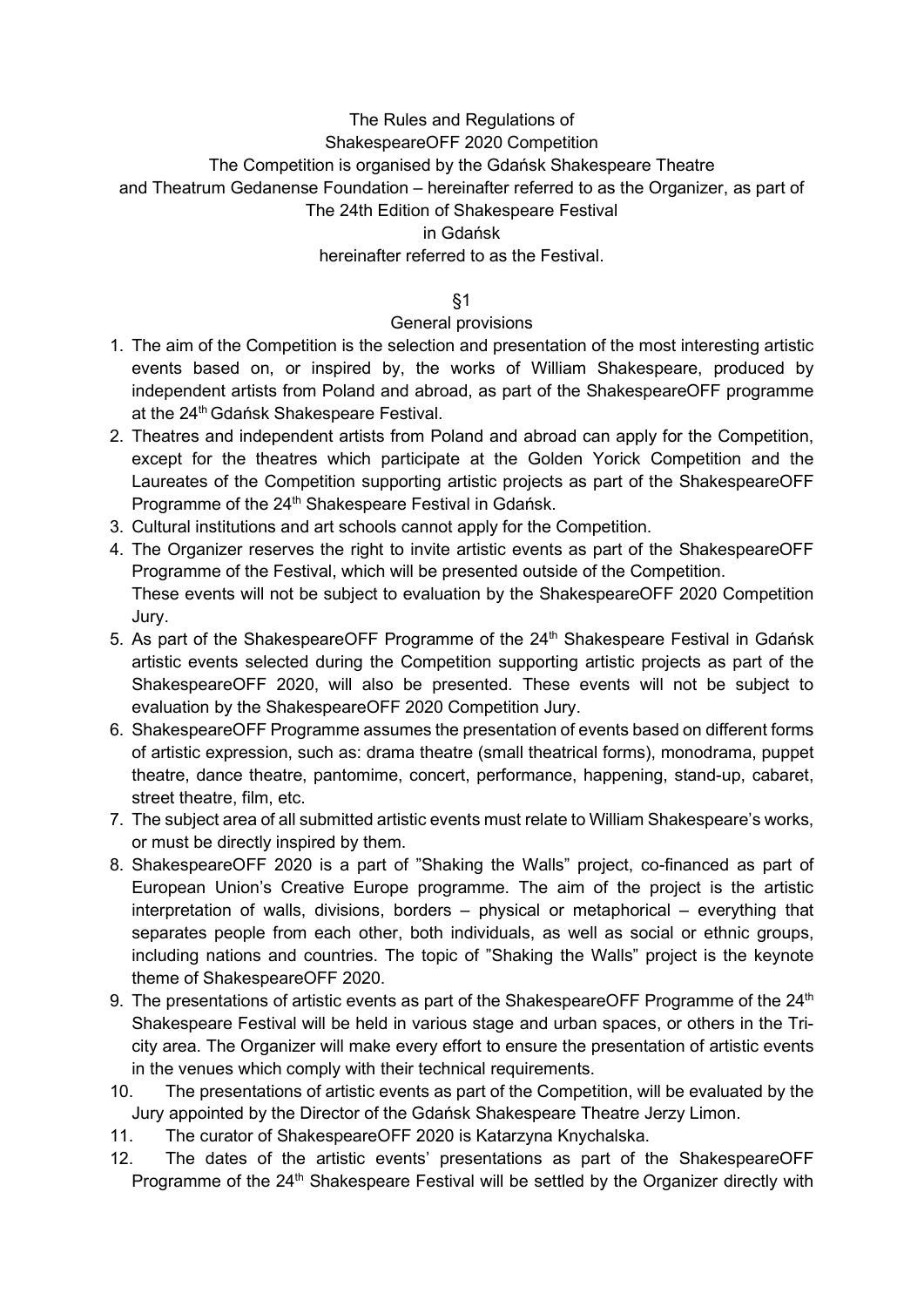# The Rules and Regulations of ShakespeareOFF 2020 Competition

The Competition is organised by the Gdańsk Shakespeare Theatre and Theatrum Gedanense Foundation – hereinafter referred to as the Organizer, as part of The 24th Edition of Shakespeare Festival in Gdańsk hereinafter referred to as the Festival.

## §1

### General provisions

1. The aim of the Competition is the selection and presentation of the most interesting artistic events based on, or inspired by, the works of William Shakespeare, produced by independent artists from Poland and abroad, as part of the ShakespeareOFF programme at the 24th Gdańsk Shakespeare Festival.
2. Theatres and independent artists from Poland and abroad can apply for the Competition, except for the theatres which participate at the Golden Yorick Competition and the Laureates of the Competition supporting artistic projects as part of the ShakespeareOFF Programme of the 24th Shakespeare Festival in Gdańsk.
3. Cultural institutions and art schools cannot apply for the Competition.
4. The Organizer reserves the right to invite artistic events as part of the ShakespeareOFF Programme of the Festival, which will be presented outside of the Competition. These events will not be subject to evaluation by the ShakespeareOFF 2020 Competition Jury.
5. As part of the ShakespeareOFF Programme of the 24th Shakespeare Festival in Gdańsk artistic events selected during the Competition supporting artistic projects as part of the ShakespeareOFF 2020, will also be presented. These events will not be subject to evaluation by the ShakespeareOFF 2020 Competition Jury.
6. ShakespeareOFF Programme assumes the presentation of events based on different forms of artistic expression, such as: drama theatre (small theatrical forms), monodrama, puppet theatre, dance theatre, pantomime, concert, performance, happening, stand-up, cabaret, street theatre, film, etc.
7. The subject area of all submitted artistic events must relate to William Shakespeare's works, or must be directly inspired by them.
8. ShakespeareOFF 2020 is a part of "Shaking the Walls" project, co-financed as part of European Union's Creative Europe programme. The aim of the project is the artistic interpretation of walls, divisions, borders – physical or metaphorical – everything that separates people from each other, both individuals, as well as social or ethnic groups, including nations and countries. The topic of "Shaking the Walls" project is the keynote theme of ShakespeareOFF 2020.
9. The presentations of artistic events as part of the ShakespeareOFF Programme of the 24th Shakespeare Festival will be held in various stage and urban spaces, or others in the Tri-city area. The Organizer will make every effort to ensure the presentation of artistic events in the venues which comply with their technical requirements.
10. The presentations of artistic events as part of the Competition, will be evaluated by the Jury appointed by the Director of the Gdańsk Shakespeare Theatre Jerzy Limon.
11. The curator of ShakespeareOFF 2020 is Katarzyna Knychalska.
12. The dates of the artistic events' presentations as part of the ShakespeareOFF Programme of the 24th Shakespeare Festival will be settled by the Organizer directly with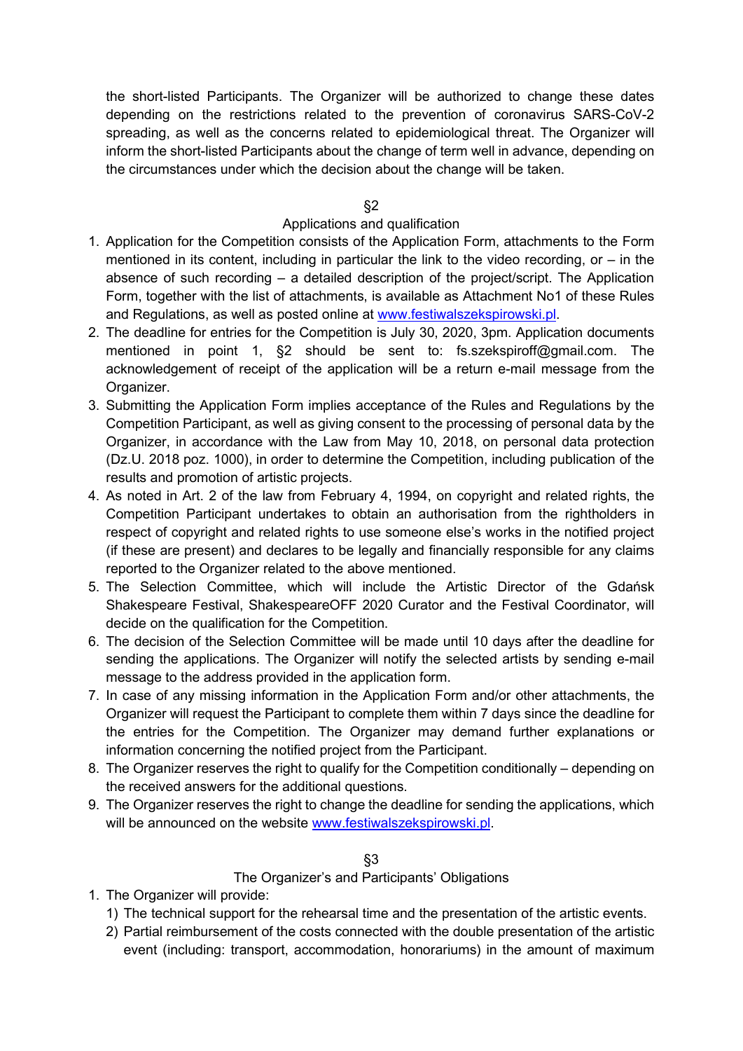the short-listed Participants. The Organizer will be authorized to change these dates depending on the restrictions related to the prevention of coronavirus SARS-CoV-2 spreading, as well as the concerns related to epidemiological threat. The Organizer will inform the short-listed Participants about the change of term well in advance, depending on the circumstances under which the decision about the change will be taken.

§2

Applications and qualification

1. Application for the Competition consists of the Application Form, attachments to the Form mentioned in its content, including in particular the link to the video recording, or – in the absence of such recording – a detailed description of the project/script. The Application Form, together with the list of attachments, is available as Attachment No1 of these Rules and Regulations, as well as posted online at www.festiwalszekspirowski.pl.
2. The deadline for entries for the Competition is July 30, 2020, 3pm. Application documents mentioned in point 1, §2 should be sent to: fs.szekspiroff@gmail.com. The acknowledgement of receipt of the application will be a return e-mail message from the Organizer.
3. Submitting the Application Form implies acceptance of the Rules and Regulations by the Competition Participant, as well as giving consent to the processing of personal data by the Organizer, in accordance with the Law from May 10, 2018, on personal data protection (Dz.U. 2018 poz. 1000), in order to determine the Competition, including publication of the results and promotion of artistic projects.
4. As noted in Art. 2 of the law from February 4, 1994, on copyright and related rights, the Competition Participant undertakes to obtain an authorisation from the rightholders in respect of copyright and related rights to use someone else's works in the notified project (if these are present) and declares to be legally and financially responsible for any claims reported to the Organizer related to the above mentioned.
5. The Selection Committee, which will include the Artistic Director of the Gdańsk Shakespeare Festival, ShakespeareOFF 2020 Curator and the Festival Coordinator, will decide on the qualification for the Competition.
6. The decision of the Selection Committee will be made until 10 days after the deadline for sending the applications. The Organizer will notify the selected artists by sending e-mail message to the address provided in the application form.
7. In case of any missing information in the Application Form and/or other attachments, the Organizer will request the Participant to complete them within 7 days since the deadline for the entries for the Competition. The Organizer may demand further explanations or information concerning the notified project from the Participant.
8. The Organizer reserves the right to qualify for the Competition conditionally – depending on the received answers for the additional questions.
9. The Organizer reserves the right to change the deadline for sending the applications, which will be announced on the website www.festiwalszekspirowski.pl.

§3

The Organizer's and Participants' Obligations

1. The Organizer will provide:
   1) The technical support for the rehearsal time and the presentation of the artistic events.
   2) Partial reimbursement of the costs connected with the double presentation of the artistic event (including: transport, accommodation, honorariums) in the amount of maximum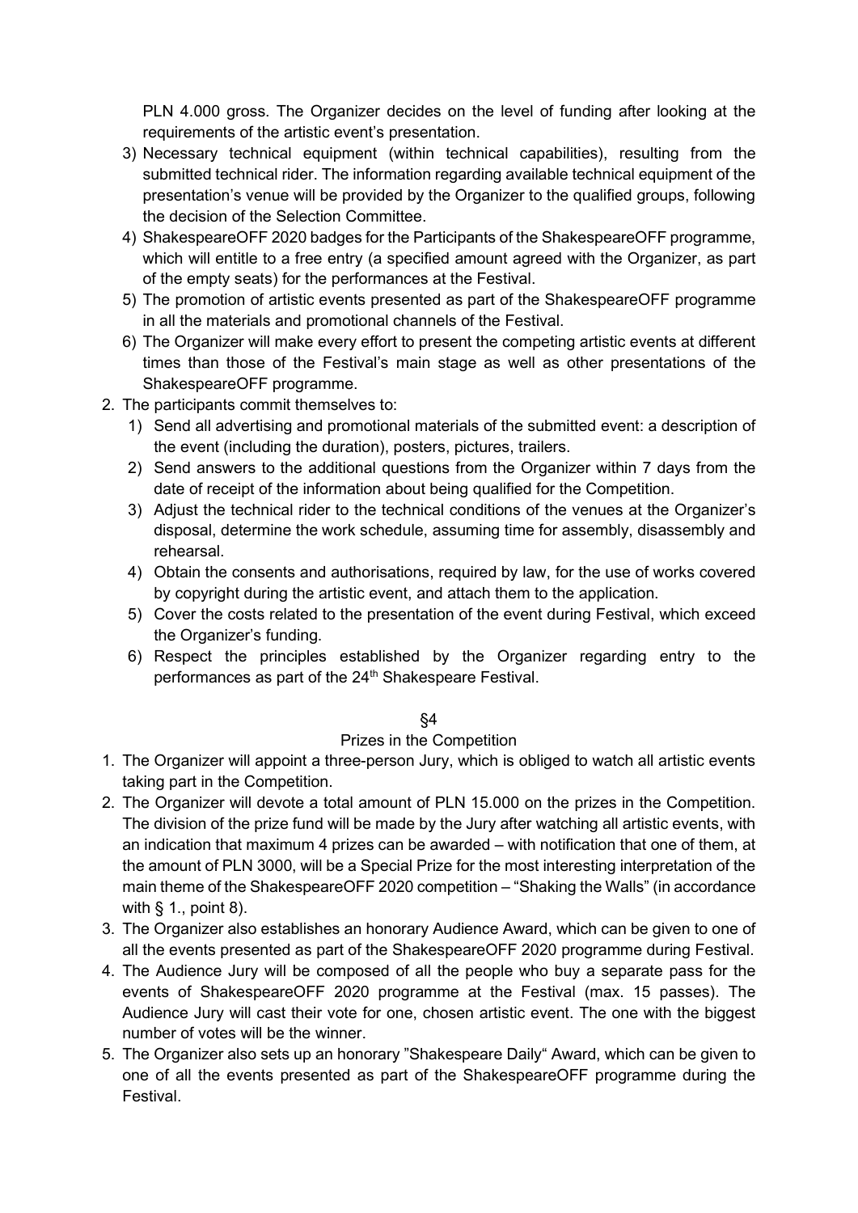PLN 4.000 gross. The Organizer decides on the level of funding after looking at the requirements of the artistic event's presentation.

3) Necessary technical equipment (within technical capabilities), resulting from the submitted technical rider. The information regarding available technical equipment of the presentation's venue will be provided by the Organizer to the qualified groups, following the decision of the Selection Committee.
4) ShakespeareOFF 2020 badges for the Participants of the ShakespeareOFF programme, which will entitle to a free entry (a specified amount agreed with the Organizer, as part of the empty seats) for the performances at the Festival.
5) The promotion of artistic events presented as part of the ShakespeareOFF programme in all the materials and promotional channels of the Festival.
6) The Organizer will make every effort to present the competing artistic events at different times than those of the Festival's main stage as well as other presentations of the ShakespeareOFF programme.

2. The participants commit themselves to:
   1) Send all advertising and promotional materials of the submitted event: a description of the event (including the duration), posters, pictures, trailers.
   2) Send answers to the additional questions from the Organizer within 7 days from the date of receipt of the information about being qualified for the Competition.
   3) Adjust the technical rider to the technical conditions of the venues at the Organizer's disposal, determine the work schedule, assuming time for assembly, disassembly and rehearsal.
   4) Obtain the consents and authorisations, required by law, for the use of works covered by copyright during the artistic event, and attach them to the application.
   5) Cover the costs related to the presentation of the event during Festival, which exceed the Organizer's funding.
   6) Respect the principles established by the Organizer regarding entry to the performances as part of the 24th Shakespeare Festival.

## §4

## Prizes in the Competition

1. The Organizer will appoint a three-person Jury, which is obliged to watch all artistic events taking part in the Competition.
2. The Organizer will devote a total amount of PLN 15.000 on the prizes in the Competition. The division of the prize fund will be made by the Jury after watching all artistic events, with an indication that maximum 4 prizes can be awarded – with notification that one of them, at the amount of PLN 3000, will be a Special Prize for the most interesting interpretation of the main theme of the ShakespeareOFF 2020 competition – "Shaking the Walls" (in accordance with § 1., point 8).
3. The Organizer also establishes an honorary Audience Award, which can be given to one of all the events presented as part of the ShakespeareOFF 2020 programme during Festival.
4. The Audience Jury will be composed of all the people who buy a separate pass for the events of ShakespeareOFF 2020 programme at the Festival (max. 15 passes). The Audience Jury will cast their vote for one, chosen artistic event. The one with the biggest number of votes will be the winner.
5. The Organizer also sets up an honorary "Shakespeare Daily" Award, which can be given to one of all the events presented as part of the ShakespeareOFF programme during the Festival.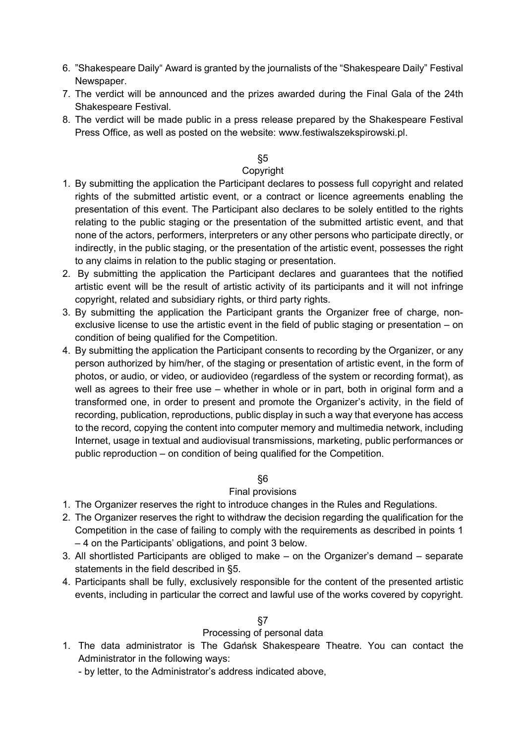6. "Shakespeare Daily" Award is granted by the journalists of the "Shakespeare Daily" Festival Newspaper.
7. The verdict will be announced and the prizes awarded during the Final Gala of the 24th Shakespeare Festival.
8. The verdict will be made public in a press release prepared by the Shakespeare Festival Press Office, as well as posted on the website: www.festiwalszekspirowski.pl.

## §5
## Copyright

1. By submitting the application the Participant declares to possess full copyright and related rights of the submitted artistic event, or a contract or licence agreements enabling the presentation of this event. The Participant also declares to be solely entitled to the rights relating to the public staging or the presentation of the submitted artistic event, and that none of the actors, performers, interpreters or any other persons who participate directly, or indirectly, in the public staging, or the presentation of the artistic event, possesses the right to any claims in relation to the public staging or presentation.
2. By submitting the application the Participant declares and guarantees that the notified artistic event will be the result of artistic activity of its participants and it will not infringe copyright, related and subsidiary rights, or third party rights.
3. By submitting the application the Participant grants the Organizer free of charge, non-exclusive license to use the artistic event in the field of public staging or presentation – on condition of being qualified for the Competition.
4. By submitting the application the Participant consents to recording by the Organizer, or any person authorized by him/her, of the staging or presentation of artistic event, in the form of photos, or audio, or video, or audiovideo (regardless of the system or recording format), as well as agrees to their free use – whether in whole or in part, both in original form and a transformed one, in order to present and promote the Organizer's activity, in the field of recording, publication, reproductions, public display in such a way that everyone has access to the record, copying the content into computer memory and multimedia network, including Internet, usage in textual and audiovisual transmissions, marketing, public performances or public reproduction – on condition of being qualified for the Competition.

## §6
## Final provisions

1. The Organizer reserves the right to introduce changes in the Rules and Regulations.
2. The Organizer reserves the right to withdraw the decision regarding the qualification for the Competition in the case of failing to comply with the requirements as described in points 1 – 4 on the Participants' obligations, and point 3 below.
3. All shortlisted Participants are obliged to make – on the Organizer's demand – separate statements in the field described in §5.
4. Participants shall be fully, exclusively responsible for the content of the presented artistic events, including in particular the correct and lawful use of the works covered by copyright.

## §7
## Processing of personal data

1. The data administrator is The Gdańsk Shakespeare Theatre. You can contact the Administrator in the following ways:
   - by letter, to the Administrator's address indicated above,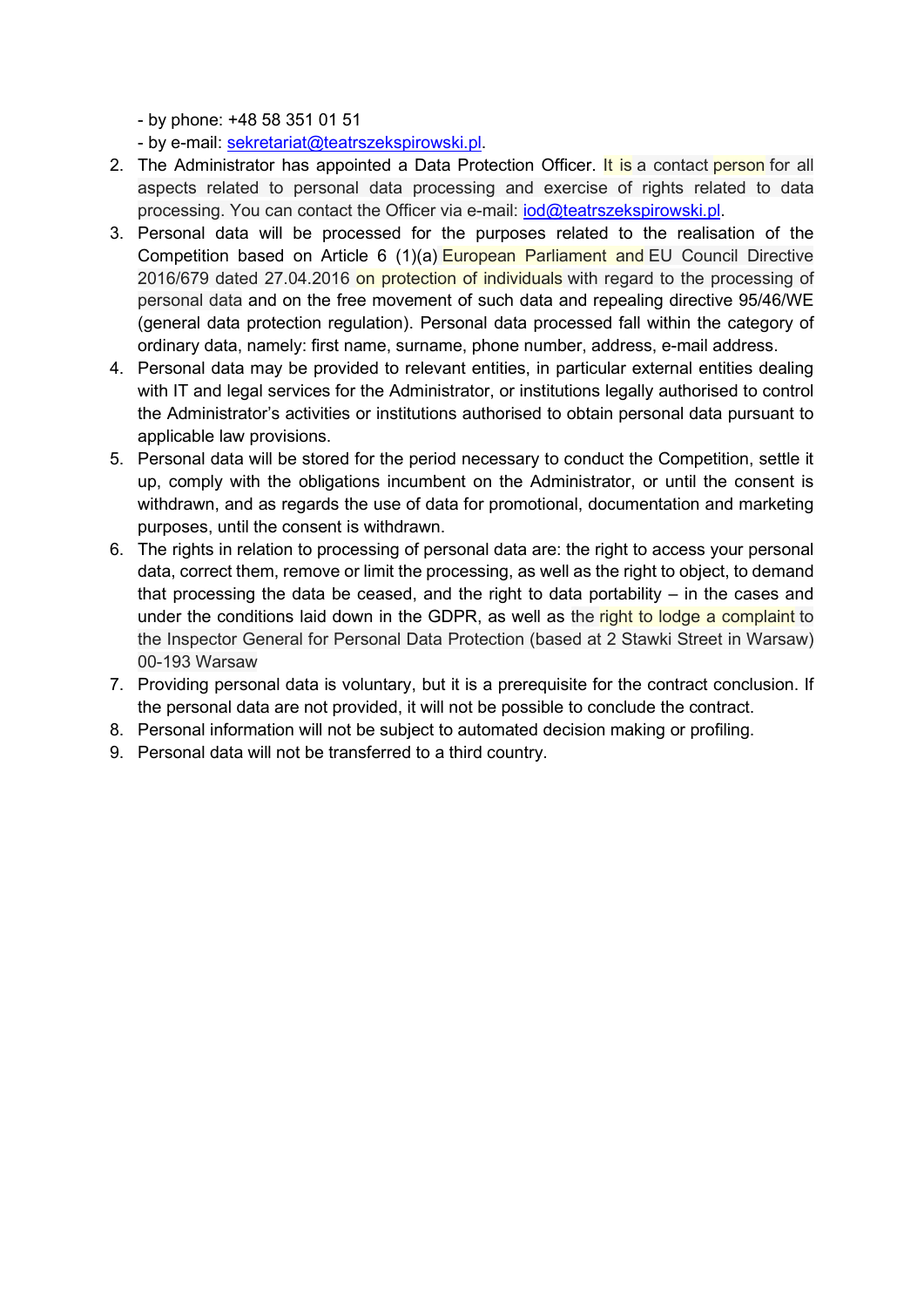- by phone: +48 58 351 01 51
- by e-mail: sekretariat@teatrszekspirowski.pl.

2. The Administrator has appointed a Data Protection Officer. It is a contact person for all aspects related to personal data processing and exercise of rights related to data processing. You can contact the Officer via e-mail: iod@teatrszekspirowski.pl.
3. Personal data will be processed for the purposes related to the realisation of the Competition based on Article 6 (1)(a) European Parliament and EU Council Directive 2016/679 dated 27.04.2016 on protection of individuals with regard to the processing of personal data and on the free movement of such data and repealing directive 95/46/WE (general data protection regulation). Personal data processed fall within the category of ordinary data, namely: first name, surname, phone number, address, e-mail address.
4. Personal data may be provided to relevant entities, in particular external entities dealing with IT and legal services for the Administrator, or institutions legally authorised to control the Administrator's activities or institutions authorised to obtain personal data pursuant to applicable law provisions.
5. Personal data will be stored for the period necessary to conduct the Competition, settle it up, comply with the obligations incumbent on the Administrator, or until the consent is withdrawn, and as regards the use of data for promotional, documentation and marketing purposes, until the consent is withdrawn.
6. The rights in relation to processing of personal data are: the right to access your personal data, correct them, remove or limit the processing, as well as the right to object, to demand that processing the data be ceased, and the right to data portability – in the cases and under the conditions laid down in the GDPR, as well as the right to lodge a complaint to the Inspector General for Personal Data Protection (based at 2 Stawki Street in Warsaw) 00-193 Warsaw
7. Providing personal data is voluntary, but it is a prerequisite for the contract conclusion. If the personal data are not provided, it will not be possible to conclude the contract.
8. Personal information will not be subject to automated decision making or profiling.
9. Personal data will not be transferred to a third country.